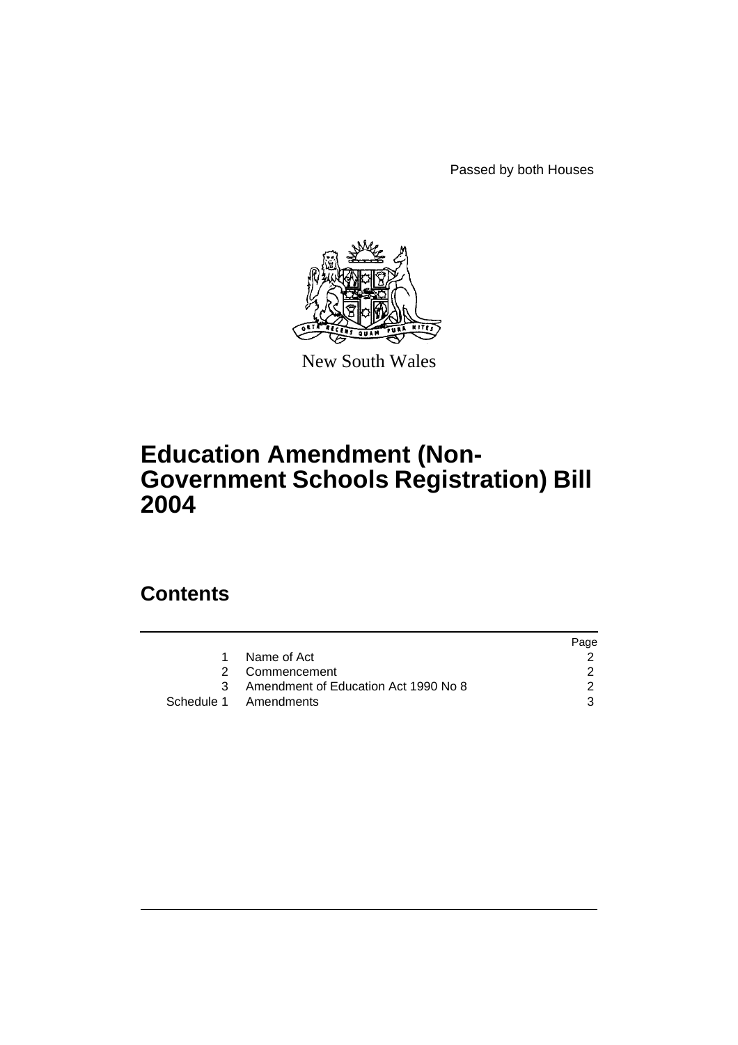Passed by both Houses

New South Wales

# Education Amendment (Non-Government Schools Registration) Bill 2004

## Contents

| | | Page |
|---|---|---|
| 1 | Name of Act | 2 |
| 2 | Commencement | 2 |
| 3 | Amendment of Education Act 1990 No 8 | 2 |
| Schedule 1 | Amendments | 3 |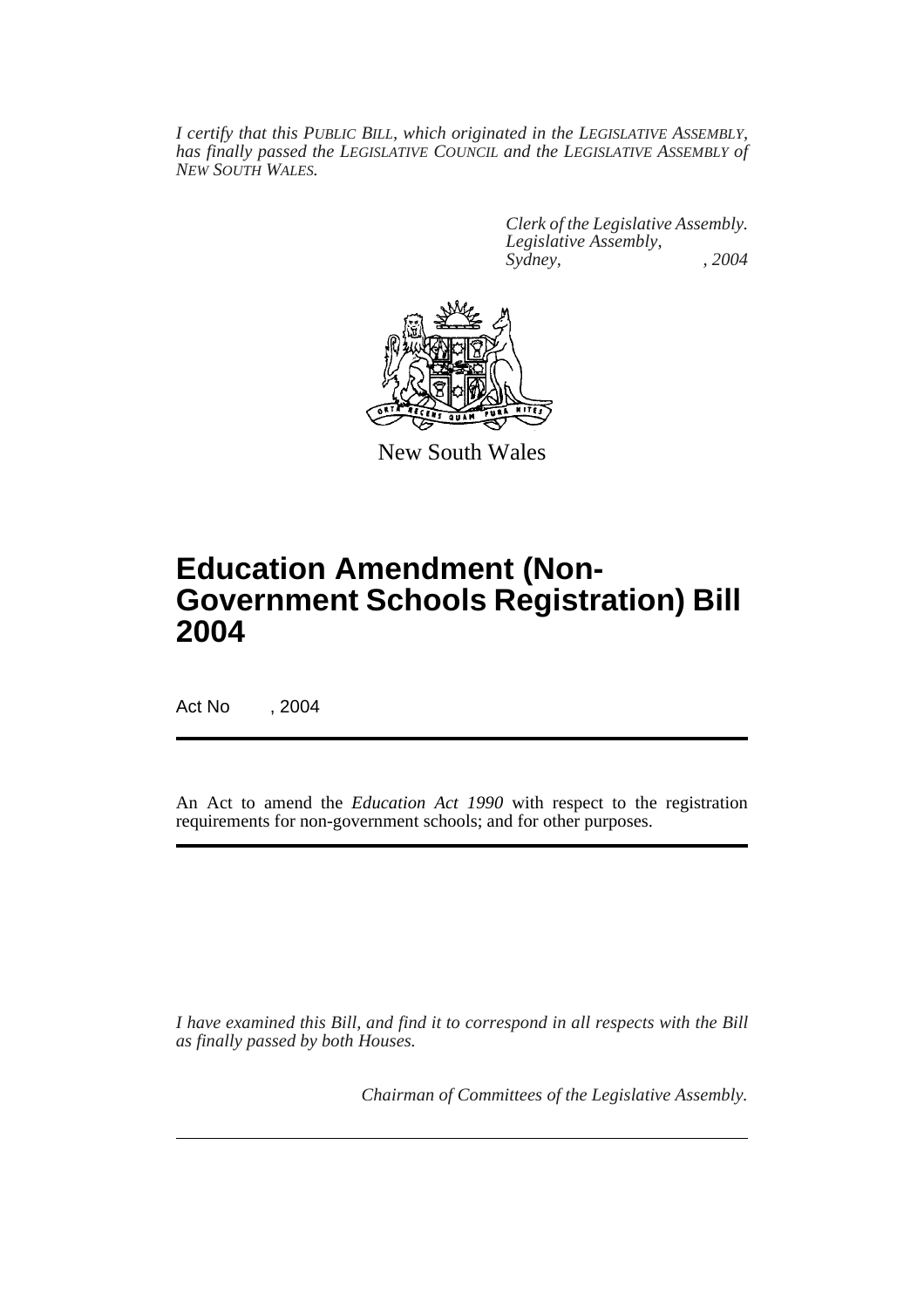*I certify that this PUBLIC BILL, which originated in the LEGISLATIVE ASSEMBLY, has finally passed the LEGISLATIVE COUNCIL and the LEGISLATIVE ASSEMBLY of NEW SOUTH WALES.*

*Clerk of the Legislative Assembly.*
*Legislative Assembly,*
*Sydney, , 2004*

New South Wales

# Education Amendment (Non-Government Schools Registration) Bill 2004

Act No , 2004

An Act to amend the *Education Act 1990* with respect to the registration requirements for non-government schools; and for other purposes.

*I have examined this Bill, and find it to correspond in all respects with the Bill as finally passed by both Houses.*

*Chairman of Committees of the Legislative Assembly.*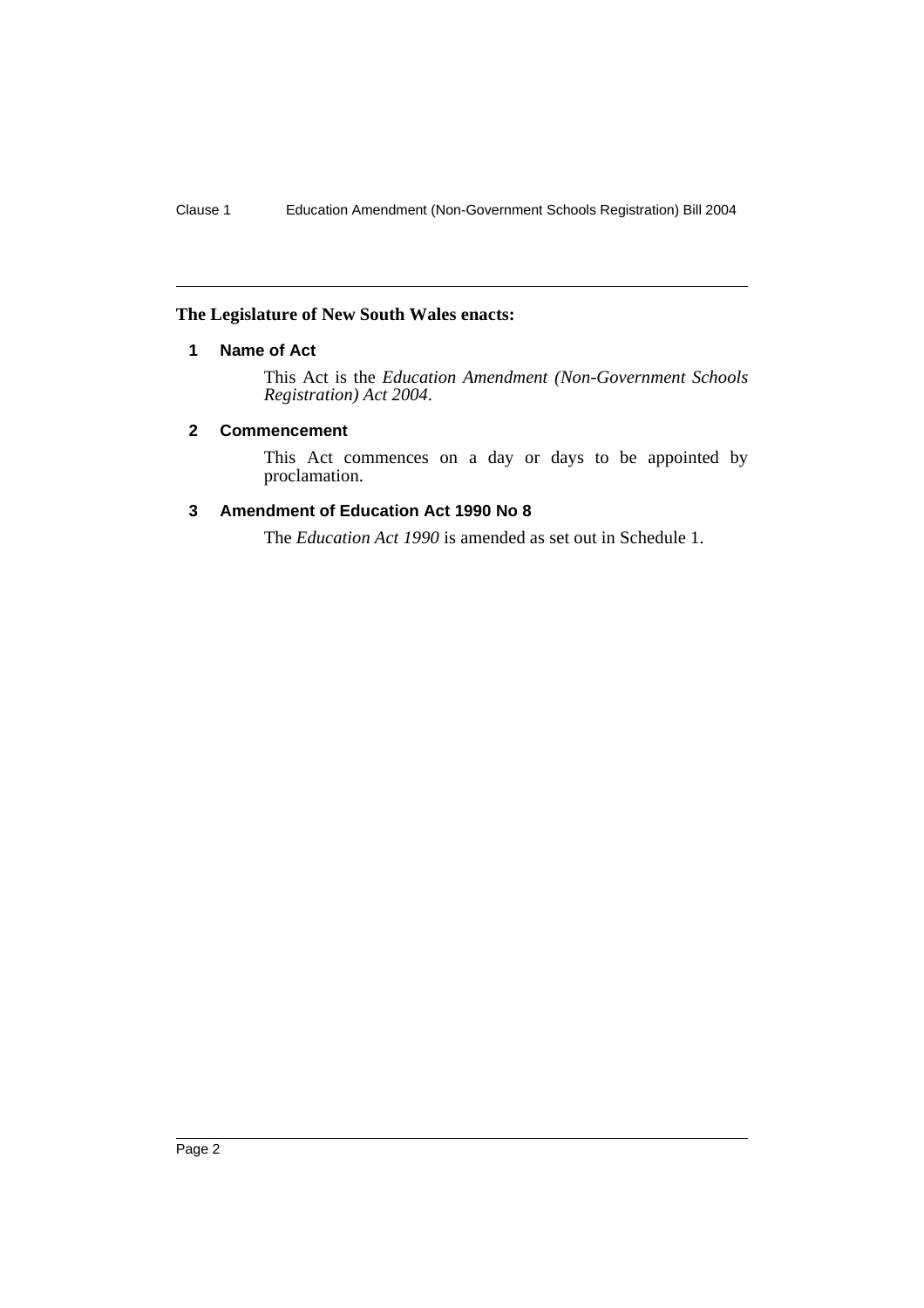**The Legislature of New South Wales enacts:**

## 1 Name of Act

This Act is the *Education Amendment (Non-Government Schools Registration) Act 2004*.

## 2 Commencement

This Act commences on a day or days to be appointed by proclamation.

## 3 Amendment of Education Act 1990 No 8

The *Education Act 1990* is amended as set out in Schedule 1.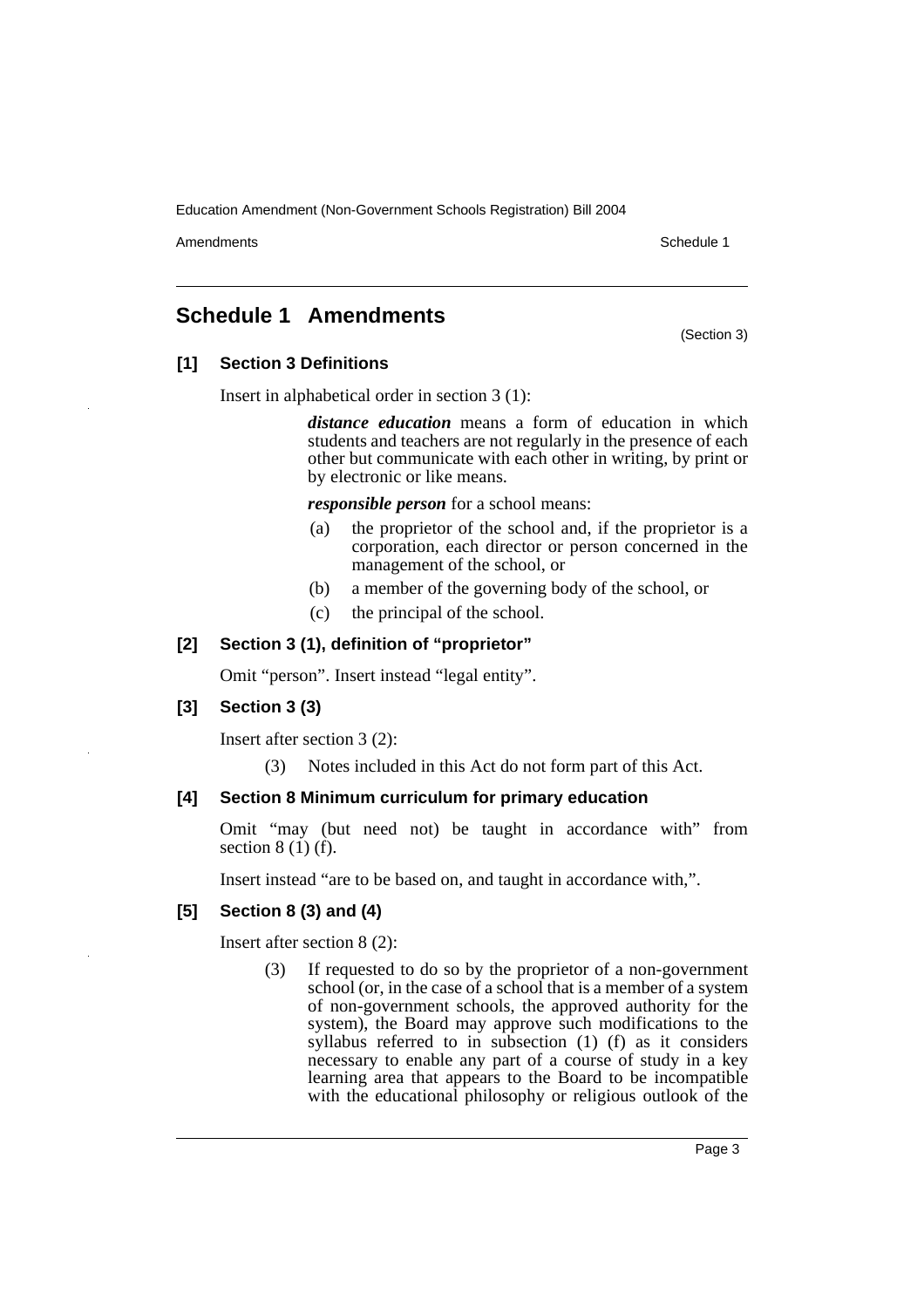## Schedule 1 Amendments

(Section 3)

### [1] Section 3 Definitions

Insert in alphabetical order in section 3 (1):

> ***distance education*** means a form of education in which students and teachers are not regularly in the presence of each other but communicate with each other in writing, by print or by electronic or like means.
>
> ***responsible person*** for a school means:
>
> (a) the proprietor of the school and, if the proprietor is a corporation, each director or person concerned in the management of the school, or
>
> (b) a member of the governing body of the school, or
>
> (c) the principal of the school.

### [2] Section 3 (1), definition of "proprietor"

Omit "person". Insert instead "legal entity".

### [3] Section 3 (3)

Insert after section 3 (2):

> (3) Notes included in this Act do not form part of this Act.

### [4] Section 8 Minimum curriculum for primary education

Omit "may (but need not) be taught in accordance with" from section 8 (1) (f).

Insert instead "are to be based on, and taught in accordance with,".

### [5] Section 8 (3) and (4)

Insert after section 8 (2):

> (3) If requested to do so by the proprietor of a non-government school (or, in the case of a school that is a member of a system of non-government schools, the approved authority for the system), the Board may approve such modifications to the syllabus referred to in subsection (1) (f) as it considers necessary to enable any part of a course of study in a key learning area that appears to the Board to be incompatible with the educational philosophy or religious outlook of the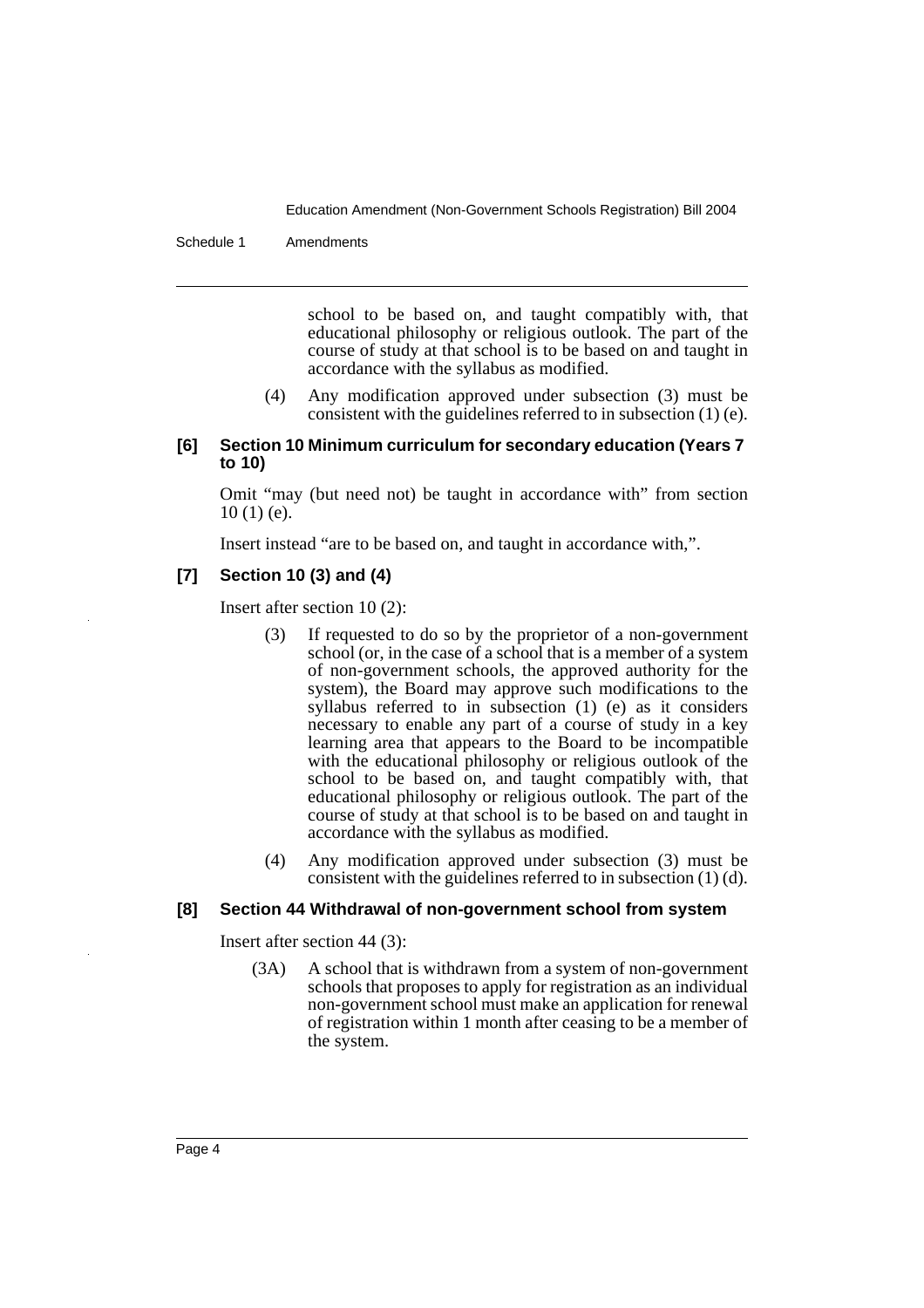school to be based on, and taught compatibly with, that educational philosophy or religious outlook. The part of the course of study at that school is to be based on and taught in accordance with the syllabus as modified.

(4) Any modification approved under subsection (3) must be consistent with the guidelines referred to in subsection (1) (e).

**[6] Section 10 Minimum curriculum for secondary education (Years 7 to 10)**

Omit "may (but need not) be taught in accordance with" from section 10 (1) (e).

Insert instead "are to be based on, and taught in accordance with,".

**[7] Section 10 (3) and (4)**

Insert after section 10 (2):

(3) If requested to do so by the proprietor of a non-government school (or, in the case of a school that is a member of a system of non-government schools, the approved authority for the system), the Board may approve such modifications to the syllabus referred to in subsection (1) (e) as it considers necessary to enable any part of a course of study in a key learning area that appears to the Board to be incompatible with the educational philosophy or religious outlook of the school to be based on, and taught compatibly with, that educational philosophy or religious outlook. The part of the course of study at that school is to be based on and taught in accordance with the syllabus as modified.

(4) Any modification approved under subsection (3) must be consistent with the guidelines referred to in subsection (1) (d).

**[8] Section 44 Withdrawal of non-government school from system**

Insert after section 44 (3):

(3A) A school that is withdrawn from a system of non-government schools that proposes to apply for registration as an individual non-government school must make an application for renewal of registration within 1 month after ceasing to be a member of the system.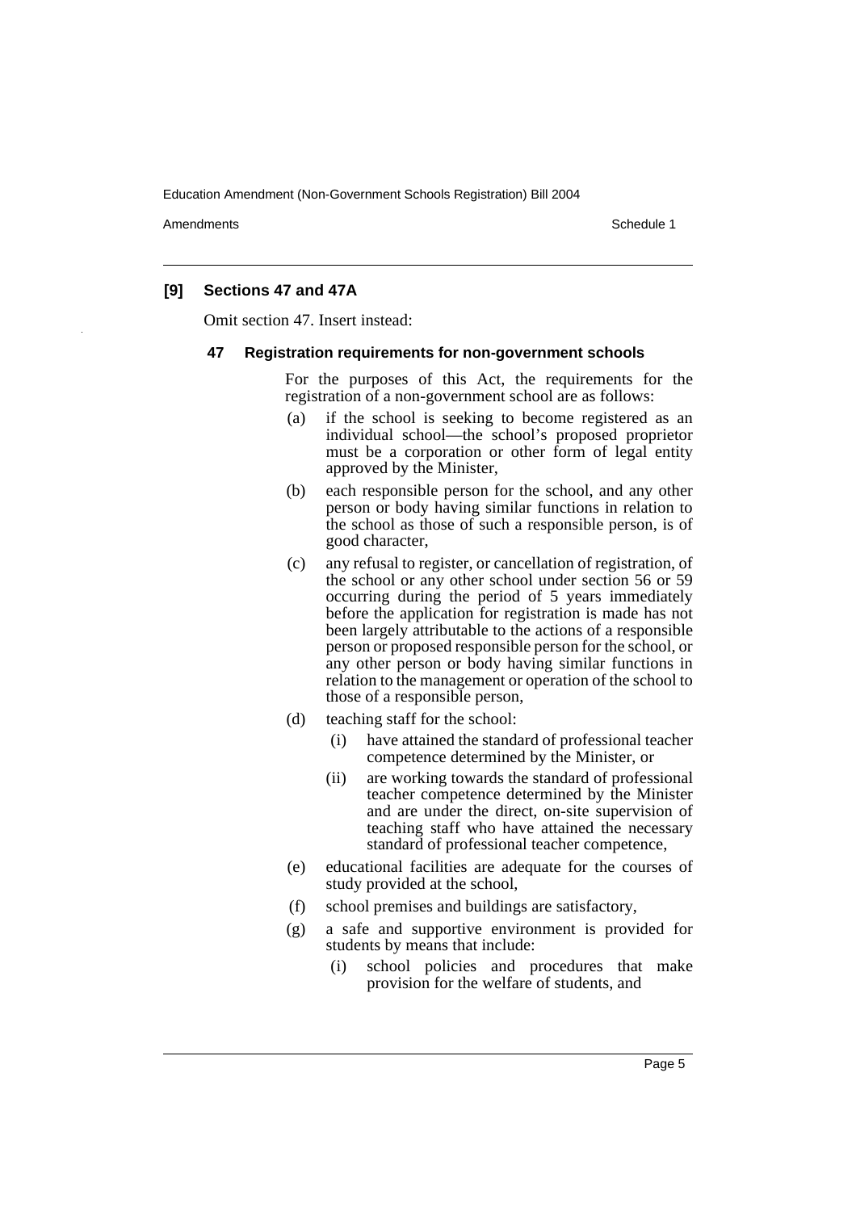### [9] Sections 47 and 47A

Omit section 47. Insert instead:

#### 47 Registration requirements for non-government schools

For the purposes of this Act, the requirements for the registration of a non-government school are as follows:

- (a) if the school is seeking to become registered as an individual school—the school's proposed proprietor must be a corporation or other form of legal entity approved by the Minister,
- (b) each responsible person for the school, and any other person or body having similar functions in relation to the school as those of such a responsible person, is of good character,
- (c) any refusal to register, or cancellation of registration, of the school or any other school under section 56 or 59 occurring during the period of 5 years immediately before the application for registration is made has not been largely attributable to the actions of a responsible person or proposed responsible person for the school, or any other person or body having similar functions in relation to the management or operation of the school to those of a responsible person,
- (d) teaching staff for the school:
  - (i) have attained the standard of professional teacher competence determined by the Minister, or
  - (ii) are working towards the standard of professional teacher competence determined by the Minister and are under the direct, on-site supervision of teaching staff who have attained the necessary standard of professional teacher competence,
- (e) educational facilities are adequate for the courses of study provided at the school,
- (f) school premises and buildings are satisfactory,
- (g) a safe and supportive environment is provided for students by means that include:
  - (i) school policies and procedures that make provision for the welfare of students, and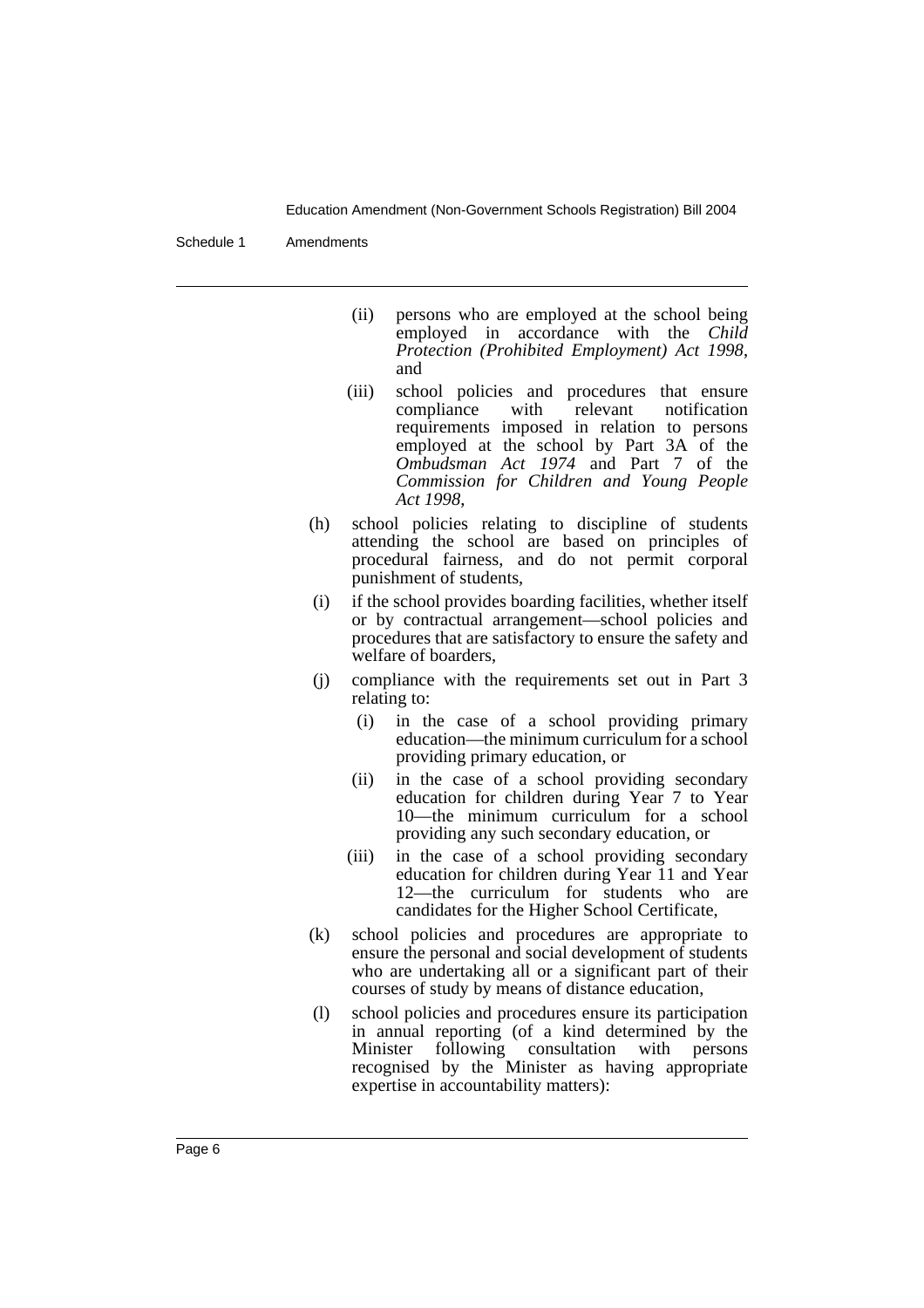(ii) persons who are employed at the school being employed in accordance with the *Child Protection (Prohibited Employment) Act 1998*, and

(iii) school policies and procedures that ensure compliance with relevant notification requirements imposed in relation to persons employed at the school by Part 3A of the *Ombudsman Act 1974* and Part 7 of the *Commission for Children and Young People Act 1998*,

(h) school policies relating to discipline of students attending the school are based on principles of procedural fairness, and do not permit corporal punishment of students,

(i) if the school provides boarding facilities, whether itself or by contractual arrangement—school policies and procedures that are satisfactory to ensure the safety and welfare of boarders,

(j) compliance with the requirements set out in Part 3 relating to:

(i) in the case of a school providing primary education—the minimum curriculum for a school providing primary education, or

(ii) in the case of a school providing secondary education for children during Year 7 to Year 10—the minimum curriculum for a school providing any such secondary education, or

(iii) in the case of a school providing secondary education for children during Year 11 and Year 12—the curriculum for students who are candidates for the Higher School Certificate,

(k) school policies and procedures are appropriate to ensure the personal and social development of students who are undertaking all or a significant part of their courses of study by means of distance education,

(l) school policies and procedures ensure its participation in annual reporting (of a kind determined by the Minister following consultation with persons recognised by the Minister as having appropriate expertise in accountability matters):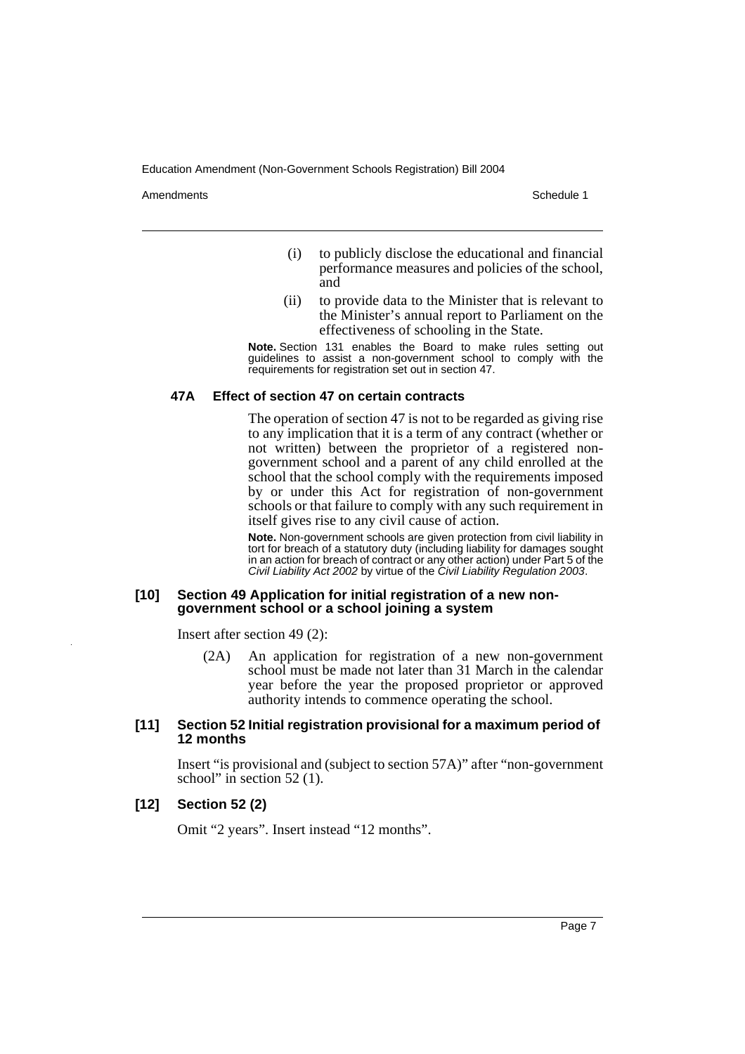(i) to publicly disclose the educational and financial performance measures and policies of the school, and

(ii) to provide data to the Minister that is relevant to the Minister's annual report to Parliament on the effectiveness of schooling in the State.

**Note.** Section 131 enables the Board to make rules setting out guidelines to assist a non-government school to comply with the requirements for registration set out in section 47.

#### 47A Effect of section 47 on certain contracts

The operation of section 47 is not to be regarded as giving rise to any implication that it is a term of any contract (whether or not written) between the proprietor of a registered non-government school and a parent of any child enrolled at the school that the school comply with the requirements imposed by or under this Act for registration of non-government schools or that failure to comply with any such requirement in itself gives rise to any civil cause of action.

**Note.** Non-government schools are given protection from civil liability in tort for breach of a statutory duty (including liability for damages sought in an action for breach of contract or any other action) under Part 5 of the *Civil Liability Act 2002* by virtue of the *Civil Liability Regulation 2003*.

### [10] Section 49 Application for initial registration of a new non-government school or a school joining a system

Insert after section 49 (2):

(2A) An application for registration of a new non-government school must be made not later than 31 March in the calendar year before the year the proposed proprietor or approved authority intends to commence operating the school.

### [11] Section 52 Initial registration provisional for a maximum period of 12 months

Insert "is provisional and (subject to section 57A)" after "non-government school" in section 52 (1).

### [12] Section 52 (2)

Omit "2 years". Insert instead "12 months".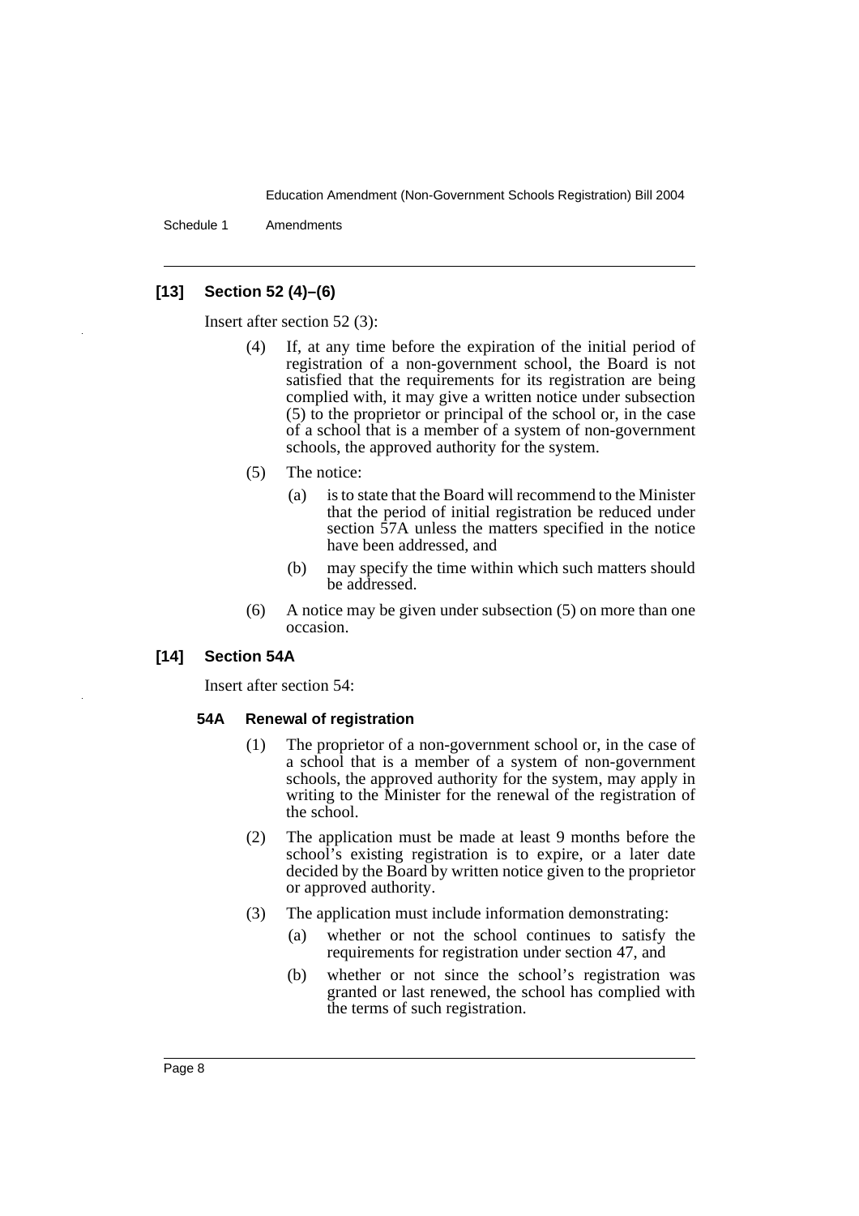### [13] Section 52 (4)–(6)

Insert after section 52 (3):

(4) If, at any time before the expiration of the initial period of registration of a non-government school, the Board is not satisfied that the requirements for its registration are being complied with, it may give a written notice under subsection (5) to the proprietor or principal of the school or, in the case of a school that is a member of a system of non-government schools, the approved authority for the system.

(5) The notice:

- (a) is to state that the Board will recommend to the Minister that the period of initial registration be reduced under section 57A unless the matters specified in the notice have been addressed, and
- (b) may specify the time within which such matters should be addressed.

(6) A notice may be given under subsection (5) on more than one occasion.

### [14] Section 54A

Insert after section 54:

#### 54A Renewal of registration

(1) The proprietor of a non-government school or, in the case of a school that is a member of a system of non-government schools, the approved authority for the system, may apply in writing to the Minister for the renewal of the registration of the school.

(2) The application must be made at least 9 months before the school's existing registration is to expire, or a later date decided by the Board by written notice given to the proprietor or approved authority.

(3) The application must include information demonstrating:

- (a) whether or not the school continues to satisfy the requirements for registration under section 47, and
- (b) whether or not since the school's registration was granted or last renewed, the school has complied with the terms of such registration.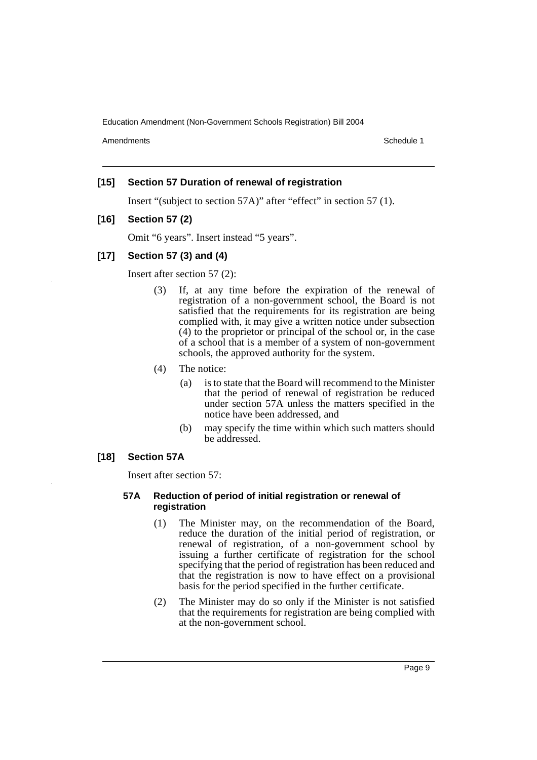### [15] Section 57 Duration of renewal of registration

Insert "(subject to section 57A)" after "effect" in section 57 (1).

### [16] Section 57 (2)

Omit "6 years". Insert instead "5 years".

### [17] Section 57 (3) and (4)

Insert after section 57 (2):

(3) If, at any time before the expiration of the renewal of registration of a non-government school, the Board is not satisfied that the requirements for its registration are being complied with, it may give a written notice under subsection (4) to the proprietor or principal of the school or, in the case of a school that is a member of a system of non-government schools, the approved authority for the system.

(4) The notice:

- (a) is to state that the Board will recommend to the Minister that the period of renewal of registration be reduced under section 57A unless the matters specified in the notice have been addressed, and
- (b) may specify the time within which such matters should be addressed.

### [18] Section 57A

Insert after section 57:

#### 57A Reduction of period of initial registration or renewal of registration

(1) The Minister may, on the recommendation of the Board, reduce the duration of the initial period of registration, or renewal of registration, of a non-government school by issuing a further certificate of registration for the school specifying that the period of registration has been reduced and that the registration is now to have effect on a provisional basis for the period specified in the further certificate.

(2) The Minister may do so only if the Minister is not satisfied that the requirements for registration are being complied with at the non-government school.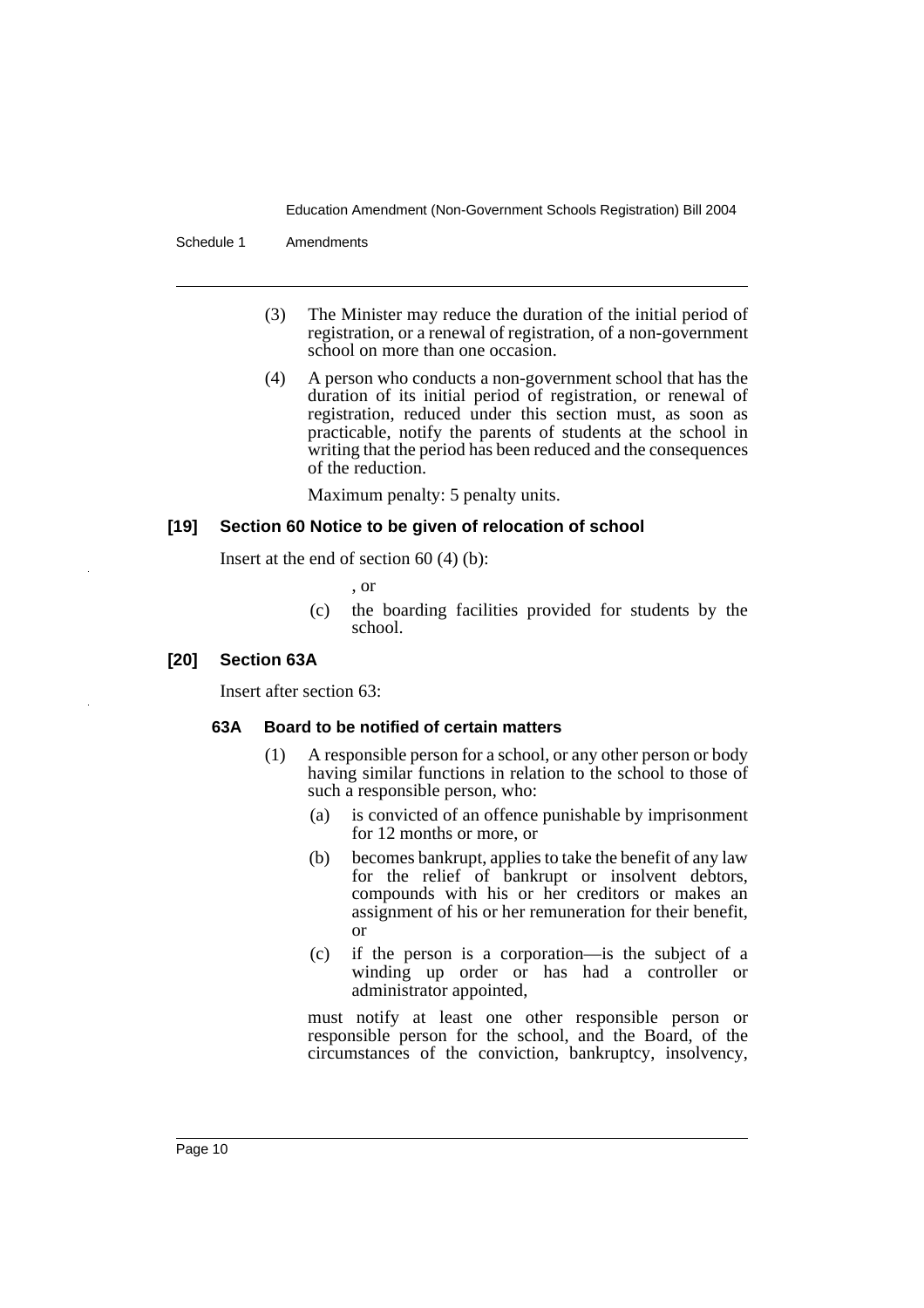(3) The Minister may reduce the duration of the initial period of registration, or a renewal of registration, of a non-government school on more than one occasion.

(4) A person who conducts a non-government school that has the duration of its initial period of registration, or renewal of registration, reduced under this section must, as soon as practicable, notify the parents of students at the school in writing that the period has been reduced and the consequences of the reduction.

Maximum penalty: 5 penalty units.

### [19] Section 60 Notice to be given of relocation of school

Insert at the end of section 60 (4) (b):

, or

(c) the boarding facilities provided for students by the school.

### [20] Section 63A

Insert after section 63:

#### 63A Board to be notified of certain matters

(1) A responsible person for a school, or any other person or body having similar functions in relation to the school to those of such a responsible person, who:

(a) is convicted of an offence punishable by imprisonment for 12 months or more, or

(b) becomes bankrupt, applies to take the benefit of any law for the relief of bankrupt or insolvent debtors, compounds with his or her creditors or makes an assignment of his or her remuneration for their benefit, or

(c) if the person is a corporation—is the subject of a winding up order or has had a controller or administrator appointed,

must notify at least one other responsible person or responsible person for the school, and the Board, of the circumstances of the conviction, bankruptcy, insolvency,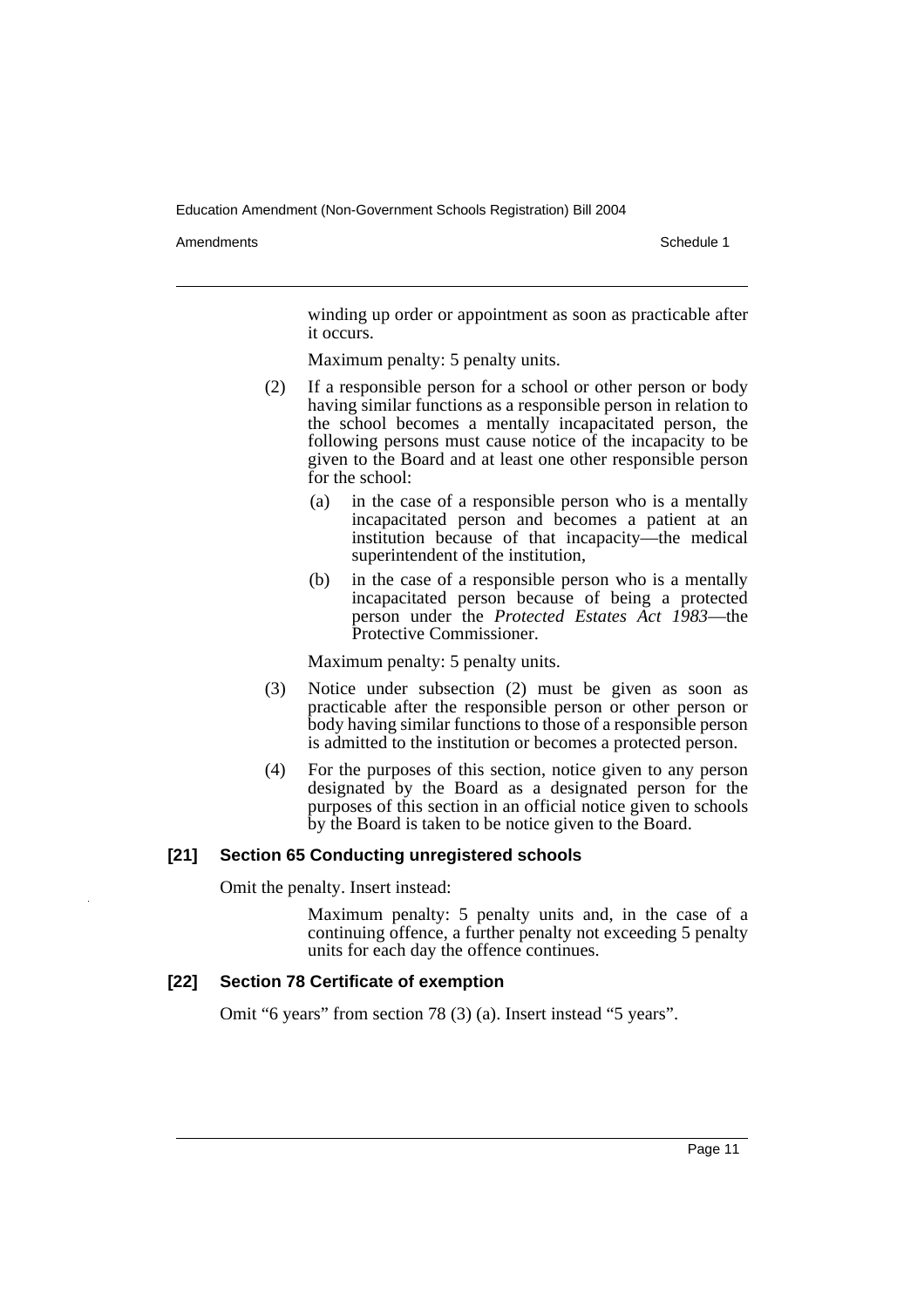winding up order or appointment as soon as practicable after it occurs.

Maximum penalty: 5 penalty units.

(2) If a responsible person for a school or other person or body having similar functions as a responsible person in relation to the school becomes a mentally incapacitated person, the following persons must cause notice of the incapacity to be given to the Board and at least one other responsible person for the school:

(a) in the case of a responsible person who is a mentally incapacitated person and becomes a patient at an institution because of that incapacity—the medical superintendent of the institution,

(b) in the case of a responsible person who is a mentally incapacitated person because of being a protected person under the *Protected Estates Act 1983*—the Protective Commissioner.

Maximum penalty: 5 penalty units.

(3) Notice under subsection (2) must be given as soon as practicable after the responsible person or other person or body having similar functions to those of a responsible person is admitted to the institution or becomes a protected person.

(4) For the purposes of this section, notice given to any person designated by the Board as a designated person for the purposes of this section in an official notice given to schools by the Board is taken to be notice given to the Board.

**[21] Section 65 Conducting unregistered schools**

Omit the penalty. Insert instead:

Maximum penalty: 5 penalty units and, in the case of a continuing offence, a further penalty not exceeding 5 penalty units for each day the offence continues.

**[22] Section 78 Certificate of exemption**

Omit "6 years" from section 78 (3) (a). Insert instead "5 years".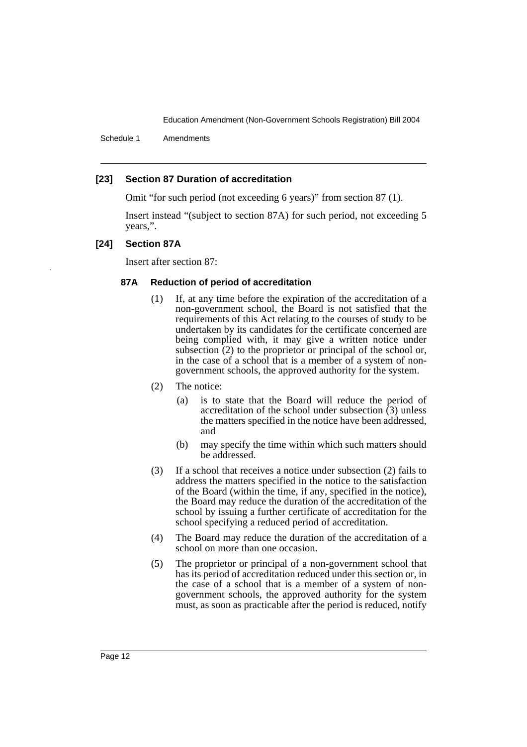### [23] Section 87 Duration of accreditation

Omit "for such period (not exceeding 6 years)" from section 87 (1).

Insert instead "(subject to section 87A) for such period, not exceeding 5 years,".

### [24] Section 87A

Insert after section 87:

#### 87A Reduction of period of accreditation

(1) If, at any time before the expiration of the accreditation of a non-government school, the Board is not satisfied that the requirements of this Act relating to the courses of study to be undertaken by its candidates for the certificate concerned are being complied with, it may give a written notice under subsection (2) to the proprietor or principal of the school or, in the case of a school that is a member of a system of non-government schools, the approved authority for the system.

(2) The notice:

- (a) is to state that the Board will reduce the period of accreditation of the school under subsection (3) unless the matters specified in the notice have been addressed, and
- (b) may specify the time within which such matters should be addressed.

(3) If a school that receives a notice under subsection (2) fails to address the matters specified in the notice to the satisfaction of the Board (within the time, if any, specified in the notice), the Board may reduce the duration of the accreditation of the school by issuing a further certificate of accreditation for the school specifying a reduced period of accreditation.

(4) The Board may reduce the duration of the accreditation of a school on more than one occasion.

(5) The proprietor or principal of a non-government school that has its period of accreditation reduced under this section or, in the case of a school that is a member of a system of non-government schools, the approved authority for the system must, as soon as practicable after the period is reduced, notify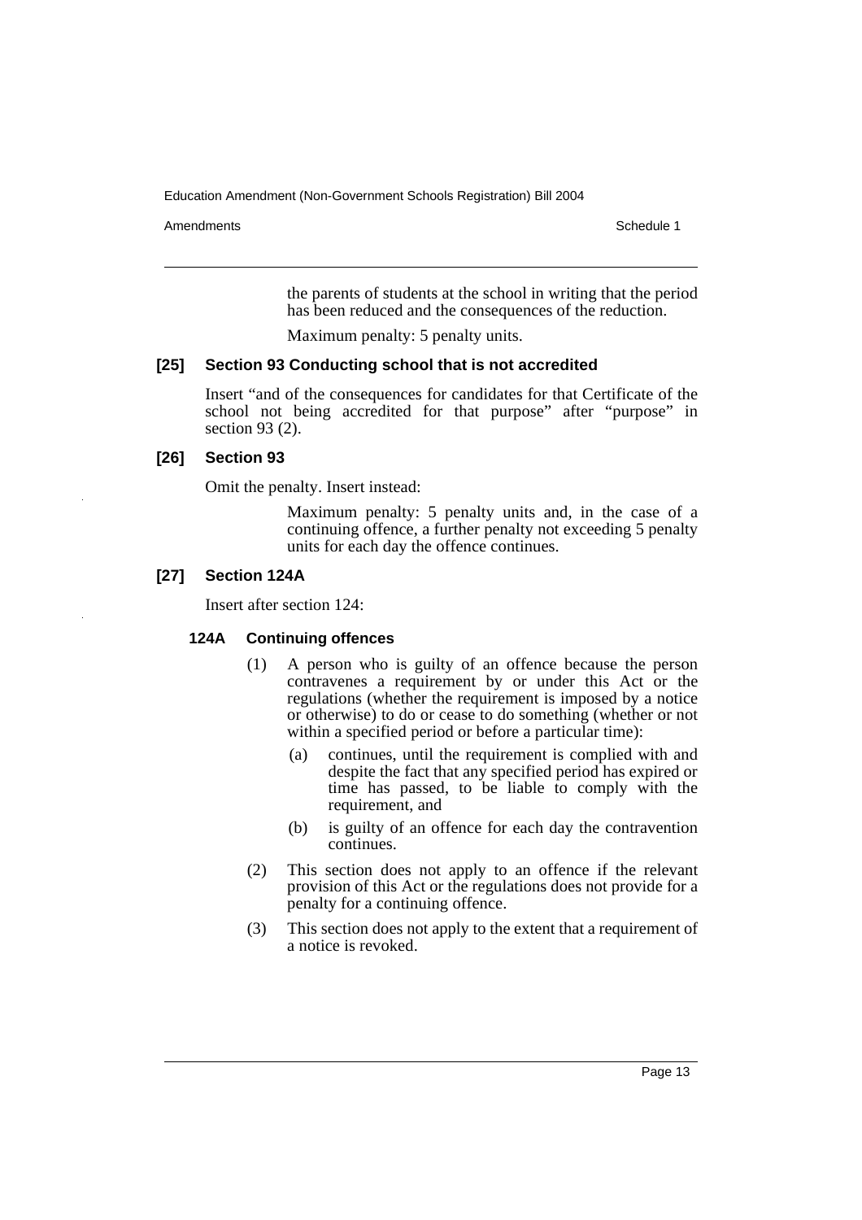the parents of students at the school in writing that the period has been reduced and the consequences of the reduction.

Maximum penalty: 5 penalty units.

### [25] Section 93 Conducting school that is not accredited

Insert "and of the consequences for candidates for that Certificate of the school not being accredited for that purpose" after "purpose" in section 93 (2).

### [26] Section 93

Omit the penalty. Insert instead:

Maximum penalty: 5 penalty units and, in the case of a continuing offence, a further penalty not exceeding 5 penalty units for each day the offence continues.

### [27] Section 124A

Insert after section 124:

#### 124A Continuing offences

(1) A person who is guilty of an offence because the person contravenes a requirement by or under this Act or the regulations (whether the requirement is imposed by a notice or otherwise) to do or cease to do something (whether or not within a specified period or before a particular time):

- (a) continues, until the requirement is complied with and despite the fact that any specified period has expired or time has passed, to be liable to comply with the requirement, and
- (b) is guilty of an offence for each day the contravention continues.

(2) This section does not apply to an offence if the relevant provision of this Act or the regulations does not provide for a penalty for a continuing offence.

(3) This section does not apply to the extent that a requirement of a notice is revoked.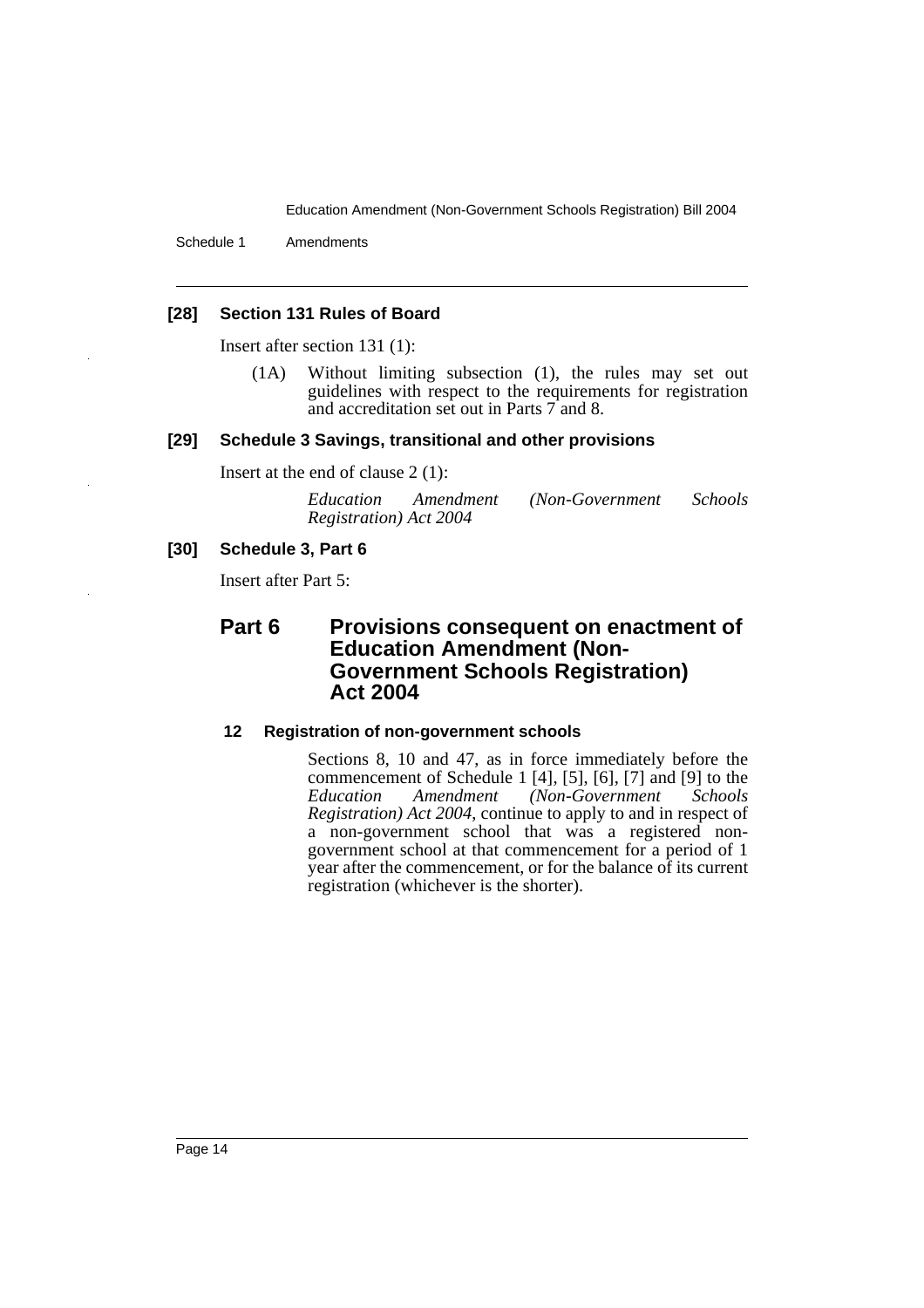**[28] Section 131 Rules of Board**

Insert after section 131 (1):

(1A) Without limiting subsection (1), the rules may set out guidelines with respect to the requirements for registration and accreditation set out in Parts 7 and 8.

**[29] Schedule 3 Savings, transitional and other provisions**

Insert at the end of clause 2 (1):

*Education Amendment (Non-Government Schools Registration) Act 2004*

**[30] Schedule 3, Part 6**

Insert after Part 5:

## Part 6 Provisions consequent on enactment of Education Amendment (Non-Government Schools Registration) Act 2004

### 12 Registration of non-government schools

Sections 8, 10 and 47, as in force immediately before the commencement of Schedule 1 [4], [5], [6], [7] and [9] to the *Education Amendment (Non-Government Schools Registration) Act 2004*, continue to apply to and in respect of a non-government school that was a registered non-government school at that commencement for a period of 1 year after the commencement, or for the balance of its current registration (whichever is the shorter).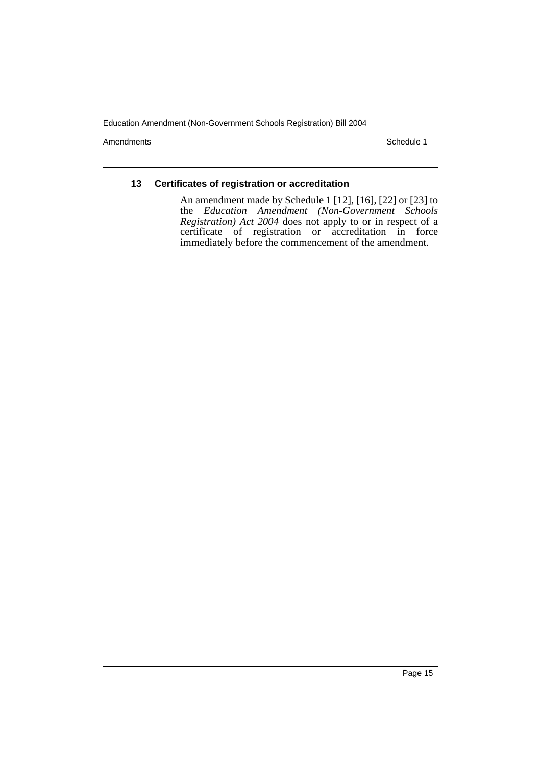### 13 Certificates of registration or accreditation

An amendment made by Schedule 1 [12], [16], [22] or [23] to the *Education Amendment (Non-Government Schools Registration) Act 2004* does not apply to or in respect of a certificate of registration or accreditation in force immediately before the commencement of the amendment.